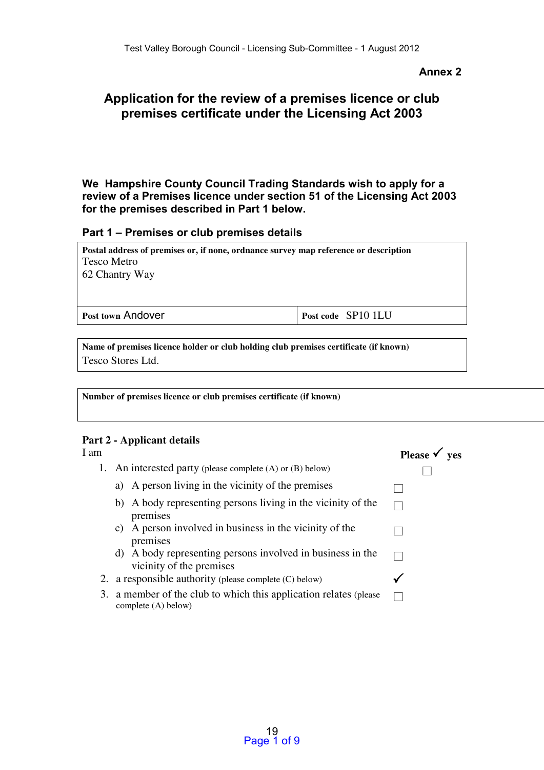**Annex 2**

# Application for the review of a premises licence or club premises certificate under the Licensing Act 2003

**We Hampshire County Council Trading Standards wish to apply for a review of a Premises licence under section 51 of the Licensing Act 2003 for the premises described in Part 1 below.**

## Part 1 – Premises or club premises details

| **Postal address of premises or, if none, ordnance survey map reference or description** | |
|---|---|
| Tesco Metro<br>62 Chantry Way | |
| **Post town** Andover | **Post code** SP10 1LU |

| **Name of premises licence holder or club holding club premises certificate (if known)** |
|---|
| Tesco Stores Ltd. |

| **Number of premises licence or club premises certificate (if known)** |
|---|
| |

## Part 2 - Applicant details

I am

| | **Please ✓ yes** |
|---|---|
| 1. An interested party (please complete (A) or (B) below) | ☐ |
| a) A person living in the vicinity of the premises | ☐ |
| b) A body representing persons living in the vicinity of the premises | ☐ |
| c) A person involved in business in the vicinity of the premises | ☐ |
| d) A body representing persons involved in business in the vicinity of the premises | ☐ |
| 2. a responsible authority (please complete (C) below) | ✓ |
| 3. a member of the club to which this application relates (please complete (A) below) | ☐ |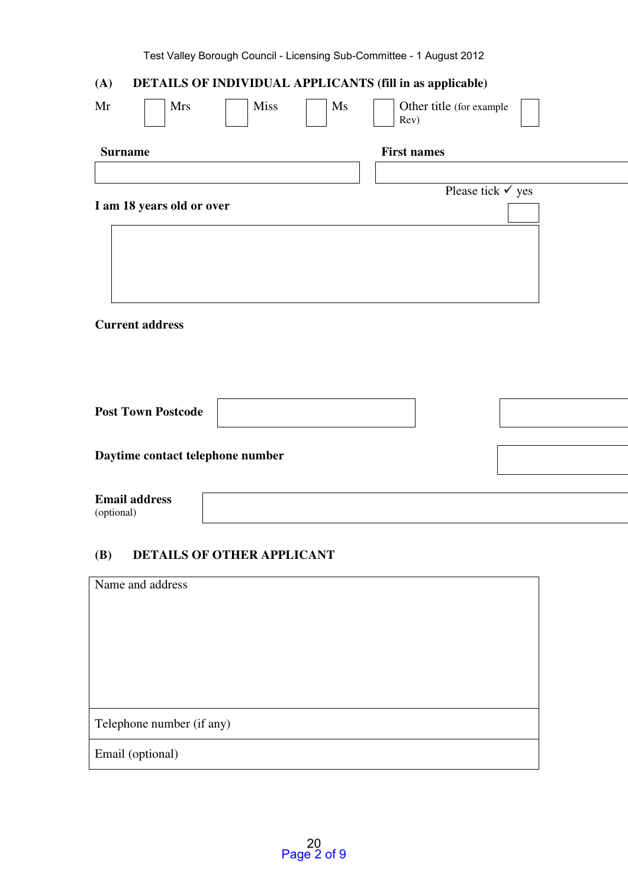## (A) DETAILS OF INDIVIDUAL APPLICANTS (fill in as applicable)

Mr ☐ Mrs ☐ Miss ☐ Ms ☐ Other title (for example Rev) ☐

| **Surname** | **First names** |
|---|---|
| | |

**I am 18 years old or over** — Please tick ✓ yes ☐

**Current address**

**Post Town Postcode**

**Daytime contact telephone number**

**Email address** (optional)

## (B) DETAILS OF OTHER APPLICANT

| Name and address |
|---|
| Telephone number (if any) |
| Email (optional) |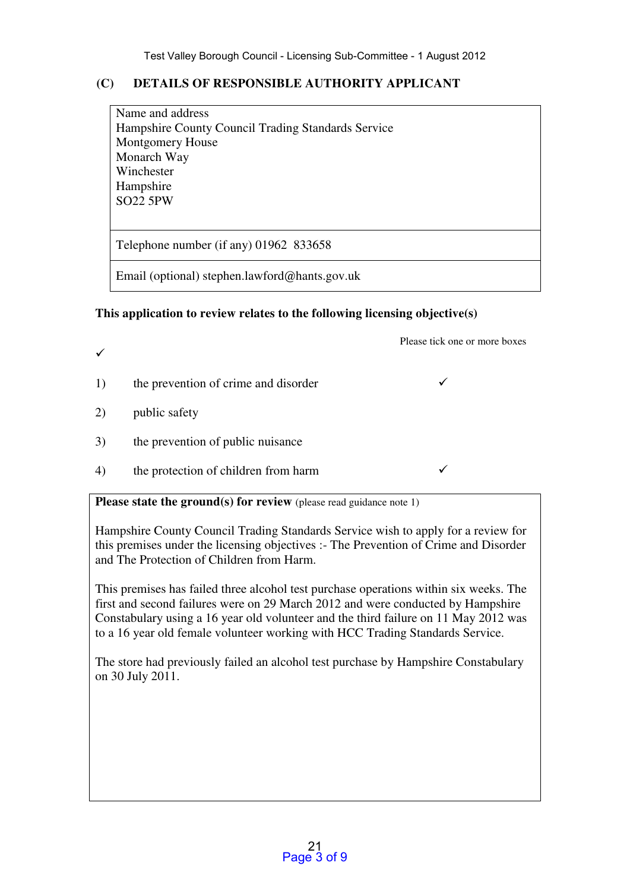## (C) DETAILS OF RESPONSIBLE AUTHORITY APPLICANT

| Name and address<br>Hampshire County Council Trading Standards Service<br>Montgomery House<br>Monarch Way<br>Winchester<br>Hampshire<br>SO22 5PW |
|---|
| Telephone number (if any) 01962 833658 |
| Email (optional) stephen.lawford@hants.gov.uk |

**This application to review relates to the following licensing objective(s)**

✓

| | | Please tick one or more boxes |
|---|---|---|
| 1) | the prevention of crime and disorder | ✓ |
| 2) | public safety | |
| 3) | the prevention of public nuisance | |
| 4) | the protection of children from harm | ✓ |

**Please state the ground(s) for review** (please read guidance note 1)

Hampshire County Council Trading Standards Service wish to apply for a review for this premises under the licensing objectives :- The Prevention of Crime and Disorder and The Protection of Children from Harm.

This premises has failed three alcohol test purchase operations within six weeks. The first and second failures were on 29 March 2012 and were conducted by Hampshire Constabulary using a 16 year old volunteer and the third failure on 11 May 2012 was to a 16 year old female volunteer working with HCC Trading Standards Service.

The store had previously failed an alcohol test purchase by Hampshire Constabulary on 30 July 2011.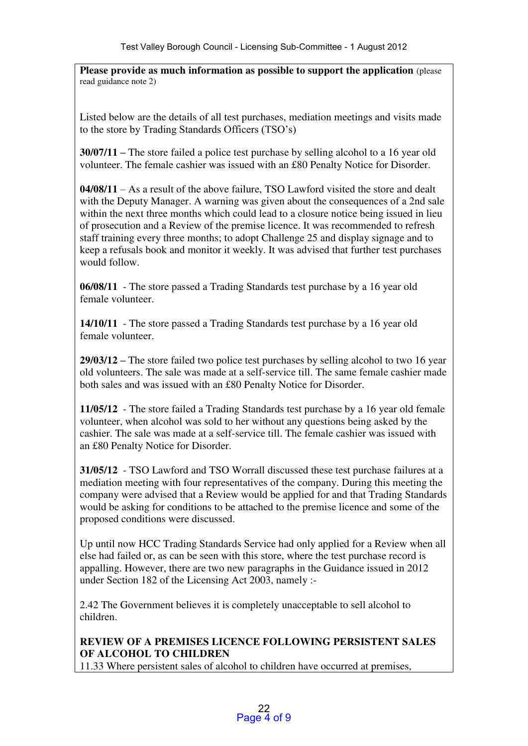**Please provide as much information as possible to support the application** (please read guidance note 2)

Listed below are the details of all test purchases, mediation meetings and visits made to the store by Trading Standards Officers (TSO's)

**30/07/11 –** The store failed a police test purchase by selling alcohol to a 16 year old volunteer. The female cashier was issued with an £80 Penalty Notice for Disorder.

**04/08/11** – As a result of the above failure, TSO Lawford visited the store and dealt with the Deputy Manager. A warning was given about the consequences of a 2nd sale within the next three months which could lead to a closure notice being issued in lieu of prosecution and a Review of the premise licence. It was recommended to refresh staff training every three months; to adopt Challenge 25 and display signage and to keep a refusals book and monitor it weekly. It was advised that further test purchases would follow.

**06/08/11** - The store passed a Trading Standards test purchase by a 16 year old female volunteer.

**14/10/11** - The store passed a Trading Standards test purchase by a 16 year old female volunteer.

**29/03/12 –** The store failed two police test purchases by selling alcohol to two 16 year old volunteers. The sale was made at a self-service till. The same female cashier made both sales and was issued with an £80 Penalty Notice for Disorder.

**11/05/12** - The store failed a Trading Standards test purchase by a 16 year old female volunteer, when alcohol was sold to her without any questions being asked by the cashier. The sale was made at a self-service till. The female cashier was issued with an £80 Penalty Notice for Disorder.

**31/05/12** - TSO Lawford and TSO Worrall discussed these test purchase failures at a mediation meeting with four representatives of the company. During this meeting the company were advised that a Review would be applied for and that Trading Standards would be asking for conditions to be attached to the premise licence and some of the proposed conditions were discussed.

Up until now HCC Trading Standards Service had only applied for a Review when all else had failed or, as can be seen with this store, where the test purchase record is appalling. However, there are two new paragraphs in the Guidance issued in 2012 under Section 182 of the Licensing Act 2003, namely :-

2.42 The Government believes it is completely unacceptable to sell alcohol to children.

**REVIEW OF A PREMISES LICENCE FOLLOWING PERSISTENT SALES OF ALCOHOL TO CHILDREN**

11.33 Where persistent sales of alcohol to children have occurred at premises,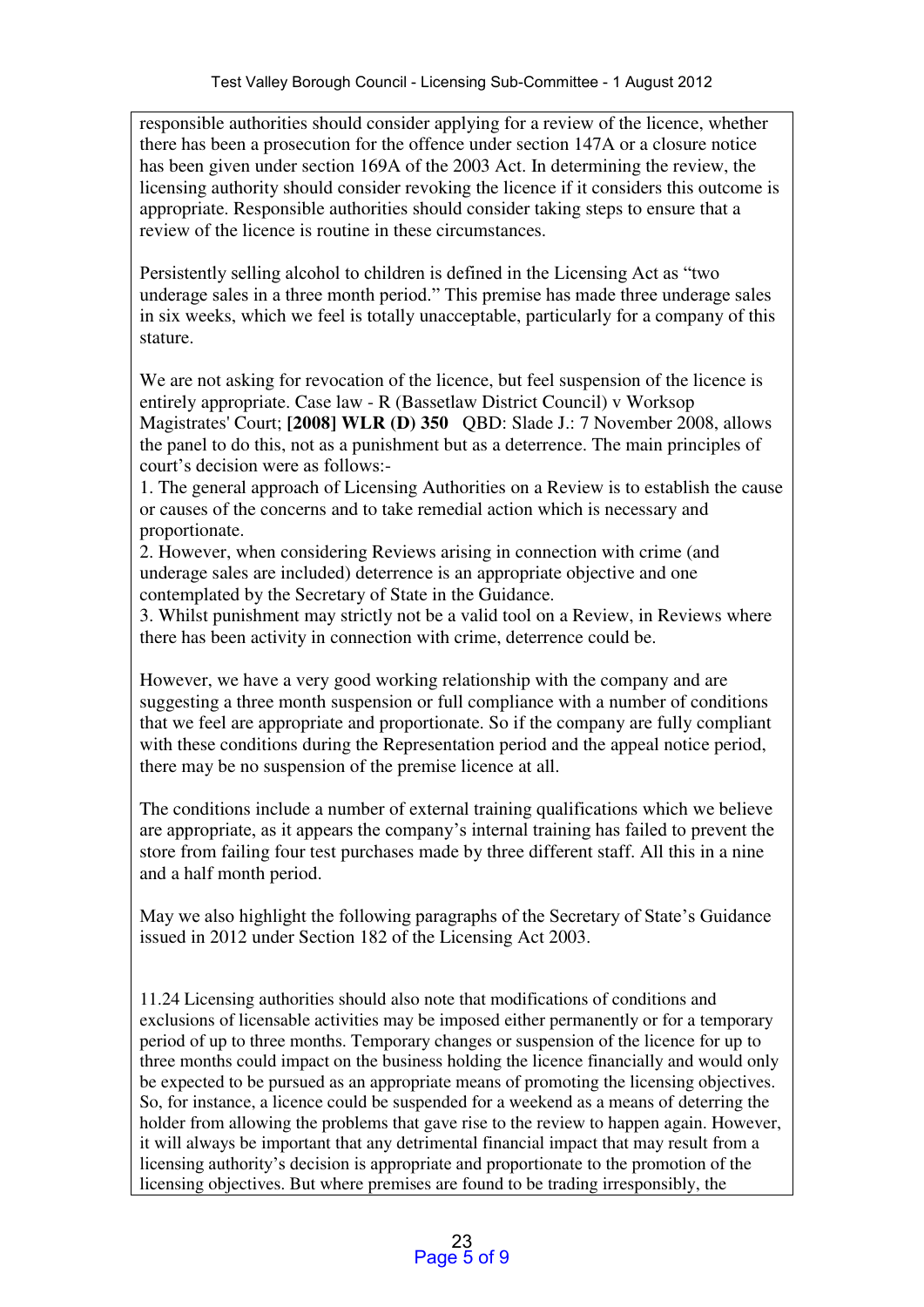responsible authorities should consider applying for a review of the licence, whether there has been a prosecution for the offence under section 147A or a closure notice has been given under section 169A of the 2003 Act. In determining the review, the licensing authority should consider revoking the licence if it considers this outcome is appropriate. Responsible authorities should consider taking steps to ensure that a review of the licence is routine in these circumstances.

Persistently selling alcohol to children is defined in the Licensing Act as "two underage sales in a three month period." This premise has made three underage sales in six weeks, which we feel is totally unacceptable, particularly for a company of this stature.

We are not asking for revocation of the licence, but feel suspension of the licence is entirely appropriate. Case law - R (Bassetlaw District Council) v Worksop Magistrates' Court; **[2008] WLR (D) 350** QBD: Slade J.: 7 November 2008, allows the panel to do this, not as a punishment but as a deterrence. The main principles of court's decision were as follows:-

1. The general approach of Licensing Authorities on a Review is to establish the cause or causes of the concerns and to take remedial action which is necessary and proportionate.
2. However, when considering Reviews arising in connection with crime (and underage sales are included) deterrence is an appropriate objective and one contemplated by the Secretary of State in the Guidance.
3. Whilst punishment may strictly not be a valid tool on a Review, in Reviews where there has been activity in connection with crime, deterrence could be.

However, we have a very good working relationship with the company and are suggesting a three month suspension or full compliance with a number of conditions that we feel are appropriate and proportionate. So if the company are fully compliant with these conditions during the Representation period and the appeal notice period, there may be no suspension of the premise licence at all.

The conditions include a number of external training qualifications which we believe are appropriate, as it appears the company's internal training has failed to prevent the store from failing four test purchases made by three different staff. All this in a nine and a half month period.

May we also highlight the following paragraphs of the Secretary of State's Guidance issued in 2012 under Section 182 of the Licensing Act 2003.

11.24 Licensing authorities should also note that modifications of conditions and exclusions of licensable activities may be imposed either permanently or for a temporary period of up to three months. Temporary changes or suspension of the licence for up to three months could impact on the business holding the licence financially and would only be expected to be pursued as an appropriate means of promoting the licensing objectives. So, for instance, a licence could be suspended for a weekend as a means of deterring the holder from allowing the problems that gave rise to the review to happen again. However, it will always be important that any detrimental financial impact that may result from a licensing authority's decision is appropriate and proportionate to the promotion of the licensing objectives. But where premises are found to be trading irresponsibly, the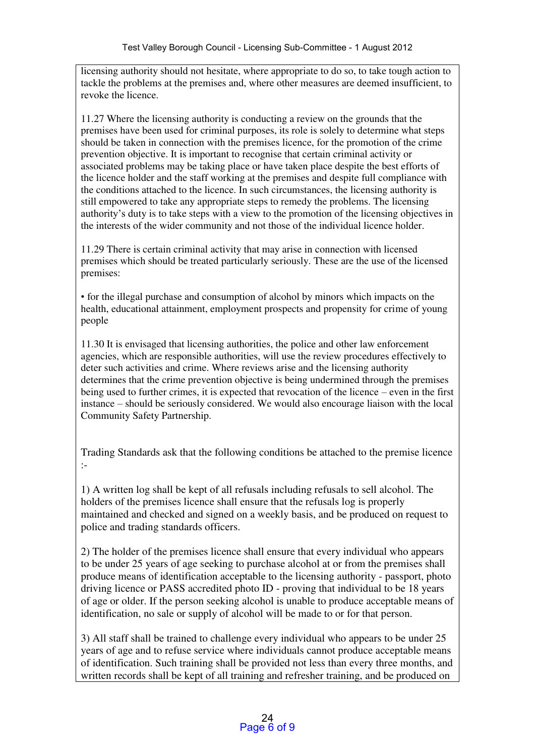licensing authority should not hesitate, where appropriate to do so, to take tough action to tackle the problems at the premises and, where other measures are deemed insufficient, to revoke the licence.

11.27 Where the licensing authority is conducting a review on the grounds that the premises have been used for criminal purposes, its role is solely to determine what steps should be taken in connection with the premises licence, for the promotion of the crime prevention objective. It is important to recognise that certain criminal activity or associated problems may be taking place or have taken place despite the best efforts of the licence holder and the staff working at the premises and despite full compliance with the conditions attached to the licence. In such circumstances, the licensing authority is still empowered to take any appropriate steps to remedy the problems. The licensing authority's duty is to take steps with a view to the promotion of the licensing objectives in the interests of the wider community and not those of the individual licence holder.

11.29 There is certain criminal activity that may arise in connection with licensed premises which should be treated particularly seriously. These are the use of the licensed premises:

• for the illegal purchase and consumption of alcohol by minors which impacts on the health, educational attainment, employment prospects and propensity for crime of young people

11.30 It is envisaged that licensing authorities, the police and other law enforcement agencies, which are responsible authorities, will use the review procedures effectively to deter such activities and crime. Where reviews arise and the licensing authority determines that the crime prevention objective is being undermined through the premises being used to further crimes, it is expected that revocation of the licence – even in the first instance – should be seriously considered. We would also encourage liaison with the local Community Safety Partnership.

Trading Standards ask that the following conditions be attached to the premise licence :-

1) A written log shall be kept of all refusals including refusals to sell alcohol. The holders of the premises licence shall ensure that the refusals log is properly maintained and checked and signed on a weekly basis, and be produced on request to police and trading standards officers.

2) The holder of the premises licence shall ensure that every individual who appears to be under 25 years of age seeking to purchase alcohol at or from the premises shall produce means of identification acceptable to the licensing authority - passport, photo driving licence or PASS accredited photo ID - proving that individual to be 18 years of age or older. If the person seeking alcohol is unable to produce acceptable means of identification, no sale or supply of alcohol will be made to or for that person.

3) All staff shall be trained to challenge every individual who appears to be under 25 years of age and to refuse service where individuals cannot produce acceptable means of identification. Such training shall be provided not less than every three months, and written records shall be kept of all training and refresher training, and be produced on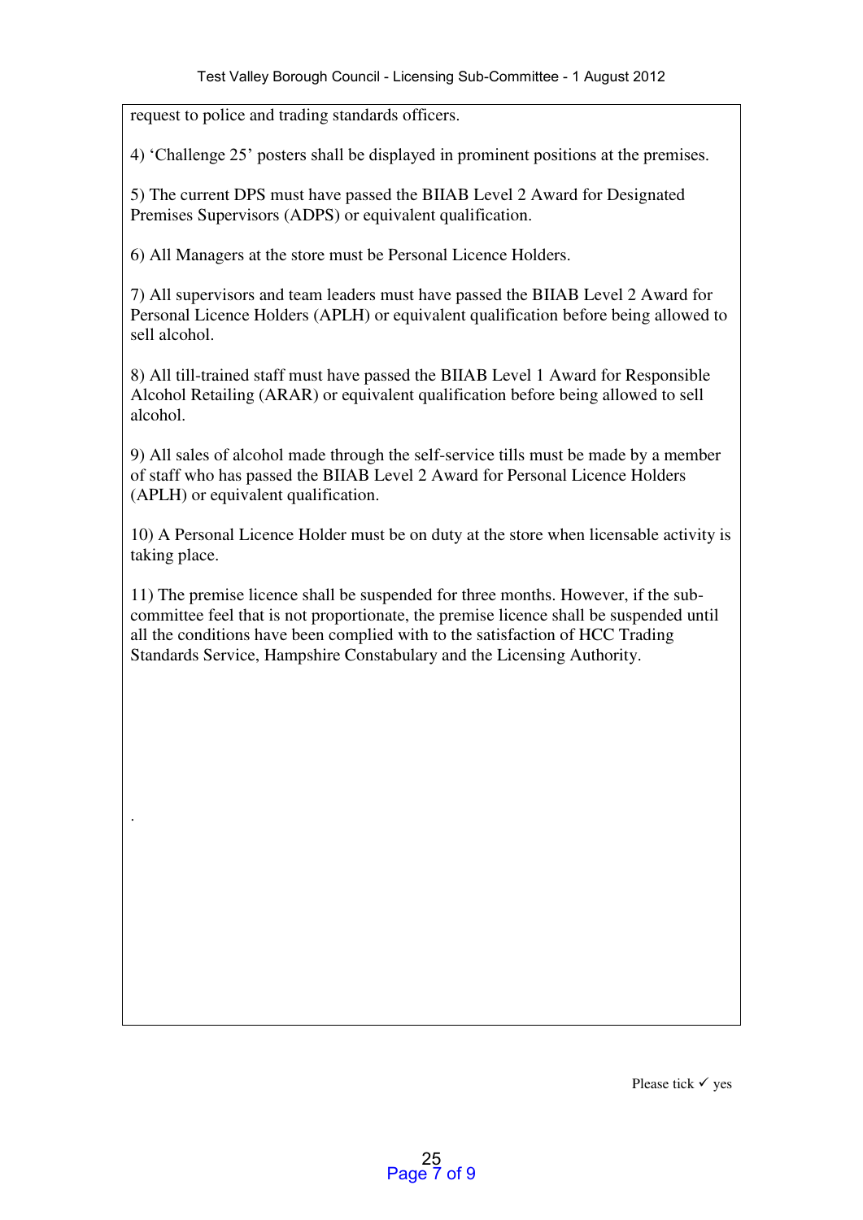request to police and trading standards officers.

4) 'Challenge 25' posters shall be displayed in prominent positions at the premises.

5) The current DPS must have passed the BIIAB Level 2 Award for Designated Premises Supervisors (ADPS) or equivalent qualification.

6) All Managers at the store must be Personal Licence Holders.

7) All supervisors and team leaders must have passed the BIIAB Level 2 Award for Personal Licence Holders (APLH) or equivalent qualification before being allowed to sell alcohol.

8) All till-trained staff must have passed the BIIAB Level 1 Award for Responsible Alcohol Retailing (ARAR) or equivalent qualification before being allowed to sell alcohol.

9) All sales of alcohol made through the self-service tills must be made by a member of staff who has passed the BIIAB Level 2 Award for Personal Licence Holders (APLH) or equivalent qualification.

10) A Personal Licence Holder must be on duty at the store when licensable activity is taking place.

11) The premise licence shall be suspended for three months. However, if the sub-committee feel that is not proportionate, the premise licence shall be suspended until all the conditions have been complied with to the satisfaction of HCC Trading Standards Service, Hampshire Constabulary and the Licensing Authority.

.

Please tick ✓ yes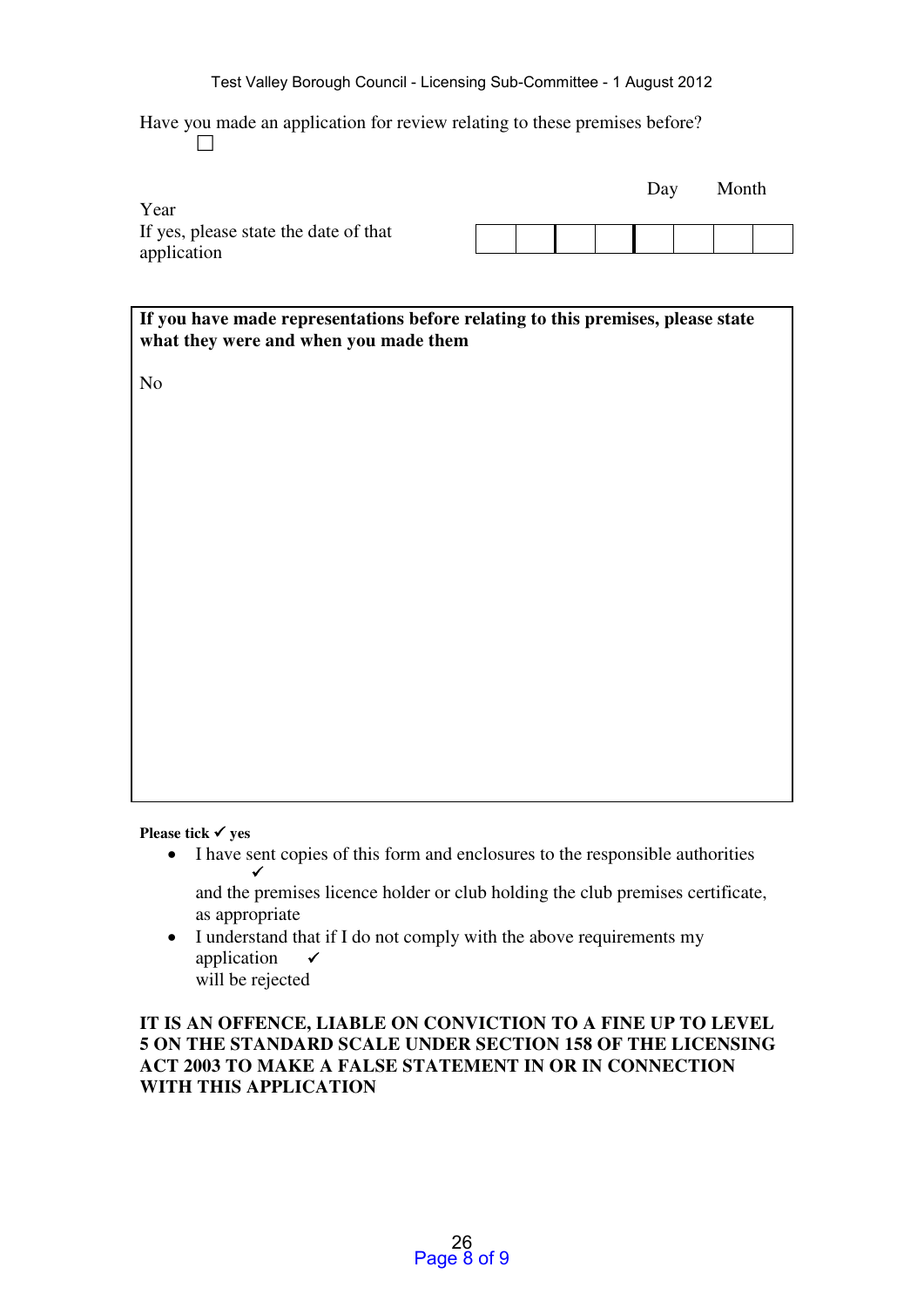Have you made an application for review relating to these premises before?
☐

| | Day | | Month | | Year | | | |
|---|---|---|---|---|---|---|---|---|
| If yes, please state the date of that application | | | | | | | | |

| **If you have made representations before relating to this premises, please state what they were and when you made them** |
|---|
| No |

**Please tick ✓ yes**

- I have sent copies of this form and enclosures to the responsible authorities ✓ and the premises licence holder or club holding the club premises certificate, as appropriate
- I understand that if I do not comply with the above requirements my application ✓ will be rejected

**IT IS AN OFFENCE, LIABLE ON CONVICTION TO A FINE UP TO LEVEL 5 ON THE STANDARD SCALE UNDER SECTION 158 OF THE LICENSING ACT 2003 TO MAKE A FALSE STATEMENT IN OR IN CONNECTION WITH THIS APPLICATION**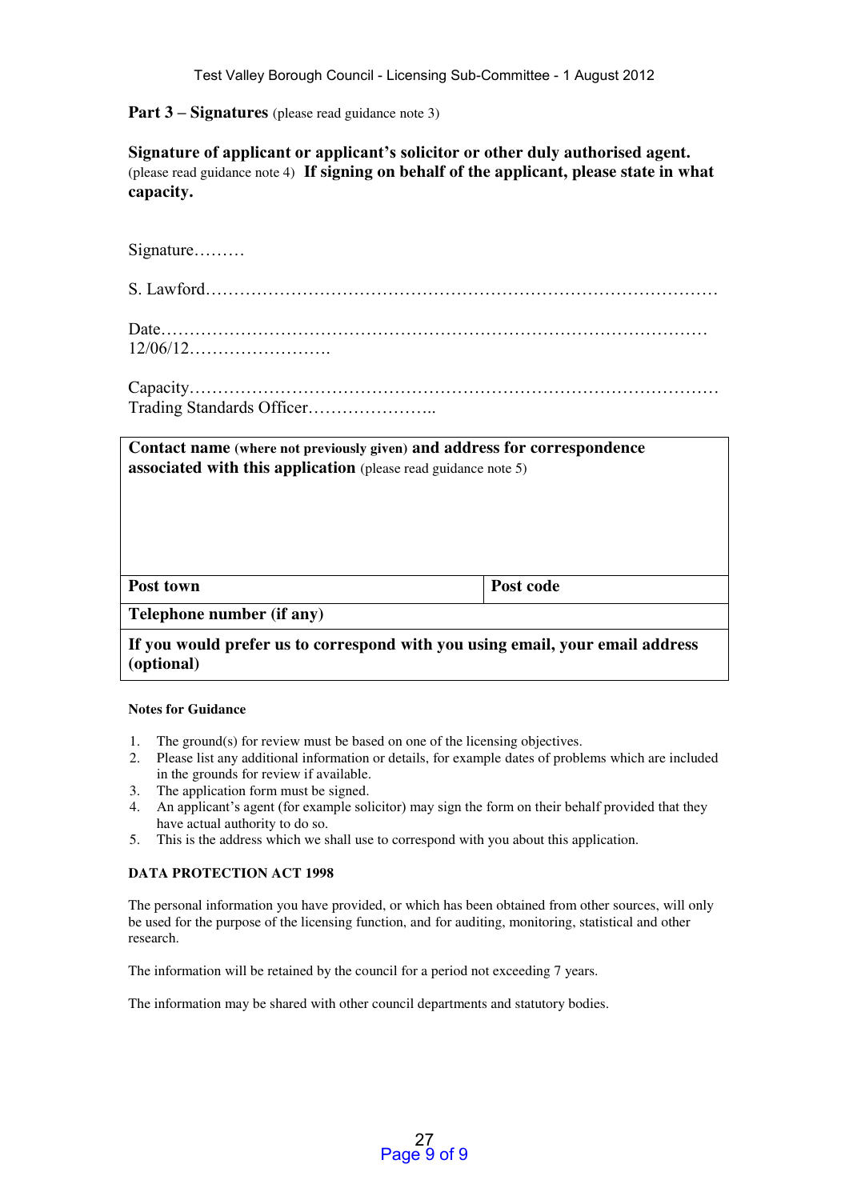**Part 3 – Signatures** (please read guidance note 3)

**Signature of applicant or applicant's solicitor or other duly authorised agent.** (please read guidance note 4) **If signing on behalf of the applicant, please state in what capacity.**

Signature………

S. Lawford………………………………………………………………………………

Date……………………………………………………………………………………
12/06/12…………………….

Capacity…………………………………………………………………………………
Trading Standards Officer…………………..

| | |
|---|---|
| **Contact name** (where not previously given) **and address for correspondence associated with this application** (please read guidance note 5) | |
| **Post town** | **Post code** |
| **Telephone number (if any)** | |
| **If you would prefer us to correspond with you using email, your email address (optional)** | |

**Notes for Guidance**

1. The ground(s) for review must be based on one of the licensing objectives.
2. Please list any additional information or details, for example dates of problems which are included in the grounds for review if available.
3. The application form must be signed.
4. An applicant's agent (for example solicitor) may sign the form on their behalf provided that they have actual authority to do so.
5. This is the address which we shall use to correspond with you about this application.

**DATA PROTECTION ACT 1998**

The personal information you have provided, or which has been obtained from other sources, will only be used for the purpose of the licensing function, and for auditing, monitoring, statistical and other research.

The information will be retained by the council for a period not exceeding 7 years.

The information may be shared with other council departments and statutory bodies.